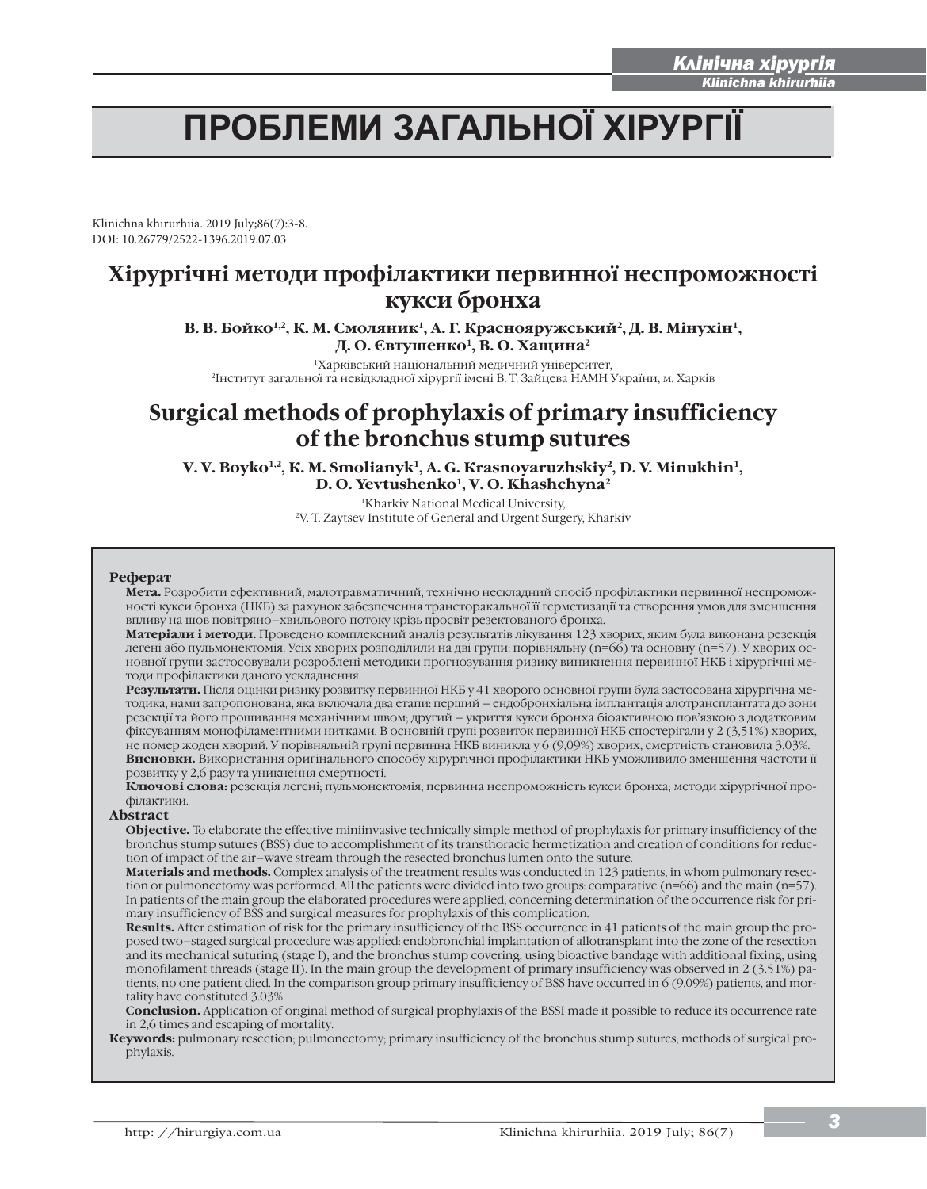# ПРОБЛЕМИ ЗАГАЛЬНОЇ ХІРУРГІЇ

Klinichna khirurhiia. 2019 July;86(7):3-8.
DOI: 10.26779/2522-1396.2019.07.03

## Хірургічні методи профілактики первинної неспроможності кукси бронха

**В. В. Бойко[1,2], К. М. Смоляник[1], А. Г. Краснояружський[2], Д. В. Мінухін[1], Д. О. Євтушенко[1], В. О. Хащина[2]**

[1]Харківський національний медичний університет,
[2]Інститут загальної та невідкладної хірургії імені В. Т. Зайцева НАМН України, м. Харків

## Surgical methods of prophylaxis of primary insufficiency of the bronchus stump sutures

**V. V. Boyko[1,2], K. M. Smolianyk[1], A. G. Krasnoyaruzhskiy[2], D. V. Minukhin[1], D. O. Yevtushenko[1], V. O. Khashchyna[2]**

[1]Kharkiv National Medical University,
[2]V. T. Zaytsev Institute of General and Urgent Surgery, Kharkiv

### Реферат

**Мета.** Розробити ефективний, малотравматичний, технічно нескладний спосіб профілактики первинної неспроможності кукси бронха (НКБ) за рахунок забезпечення трансторакальної її герметизації та створення умов для зменшення впливу на шов повітряно–хвильового потоку крізь просвіт резектованого бронха.

**Матеріали і методи.** Проведено комплексний аналіз результатів лікування 123 хворих, яким була виконана резекція легені або пульмонектомія. Усіх хворих розподілили на дві групи: порівняльну (n=66) та основну (n=57). У хворих основної групи застосовували розроблені методики прогнозування ризику виникнення первинної НКБ і хірургічні методи профілактики даного ускладнення.

**Результати.** Після оцінки ризику розвитку первинної НКБ у 41 хворого основної групи була застосована хірургічна методика, нами запропонована, яка включала два етапи: перший – ендобронхіальна імплантація алотрансплантата до зони резекції та його прошивання механічним швом; другий – укриття кукси бронха біоактивною пов'язкою з додатковим фіксуванням монофіламентними нитками. В основній групі розвиток первинної НКБ спостерігали у 2 (3,51%) хворих, не помер жоден хворий. У порівняльній групі первинна НКБ виникла у 6 (9,09%) хворих, смертність становила 3,03%.

**Висновки.** Використання оригінального способу хірургічної профілактики НКБ уможливило зменшення частоти її розвитку у 2,6 разу та уникнення смертності.

**Ключові слова:** резекція легені; пульмонектомія; первинна неспроможність кукси бронха; методи хірургічної профілактики.

### Abstract

**Objective.** To elaborate the effective miniinvasive technically simple method of prophylaxis for primary insufficiency of the bronchus stump sutures (BSS) due to accomplishment of its transthoracic hermetization and creation of conditions for reduction of impact of the air–wave stream through the resected bronchus lumen onto the suture.

**Materials and methods.** Complex analysis of the treatment results was conducted in 123 patients, in whom pulmonary resection or pulmonectomy was performed. All the patients were divided into two groups: comparative (n=66) and the main (n=57). In patients of the main group the elaborated procedures were applied, concerning determination of the occurrence risk for primary insufficiency of BSS and surgical measures for prophylaxis of this complication.

**Results.** After estimation of risk for the primary insufficiency of the BSS occurrence in 41 patients of the main group the proposed two–staged surgical procedure was applied: endobronchial implantation of allotransplant into the zone of the resection and its mechanical suturing (stage I), and the bronchus stump covering, using bioactive bandage with additional fixing, using monofilament threads (stage II). In the main group the development of primary insufficiency was observed in 2 (3.51%) patients, no one patient died. In the comparison group primary insufficiency of BSS have occurred in 6 (9.09%) patients, and mortality have constituted 3.03%.

**Conclusion.** Application of original method of surgical prophylaxis of the BSSI made it possible to reduce its occurrence rate in 2,6 times and escaping of mortality.

**Keywords:** pulmonary resection; pulmonectomy; primary insufficiency of the bronchus stump sutures; methods of surgical prophylaxis.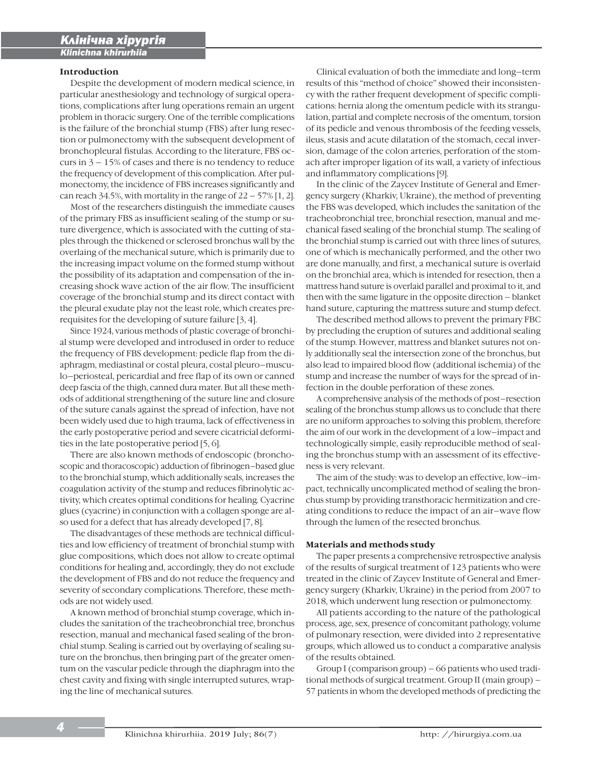## Introduction

Despite the development of modern medical science, in particular anesthesiology and technology of surgical operations, complications after lung operations remain an urgent problem in thoracic surgery. One of the terrible complications is the failure of the bronchial stump (FBS) after lung resection or pulmonectomy with the subsequent development of bronchopleural fistulas. According to the literature, FBS occurs in 3 – 15% of cases and there is no tendency to reduce the frequency of development of this complication. After pulmonectomy, the incidence of FBS increases significantly and can reach 34.5%, with mortality in the range of 22 – 57% [1, 2].

Most of the researchers distinguish the immediate causes of the primary FBS as insufficient sealing of the stump or suture divergence, which is associated with the cutting of staples through the thickened or sclerosed bronchus wall by the overlaing of the mechanical suture, which is primarily due to the increasing impact volume on the formed stump without the possibility of its adaptation and compensation of the increasing shock wave action of the air flow. The insufficient coverage of the bronchial stump and its direct contact with the pleural exudate play not the least role, which creates prerequisites for the developing of suture failure [3, 4].

Since 1924, various methods of plastic coverage of bronchial stump were developed and introdused in order to reduce the frequency of FBS development: pedicle flap from the diaphragm, mediastinal or costal pleura, costal pleuro–musculo–periosteal, pericardial and free flap of its own or canned deep fascia of the thigh, canned dura mater. But all these methods of additional strengthening of the suture line and closure of the suture canals against the spread of infection, have not been widely used due to high trauma, lack of effectiveness in the early postoperative period and severe cicatricial deformities in the late postoperative period [5, 6].

There are also known methods of endoscopic (bronchoscopic and thoracoscopic) adduction of fibrinogen–based glue to the bronchial stump, which additionally seals, increases the coagulation activity of the stump and reduces fibrinolytic activity, which creates optimal conditions for healing. Cyacrine glues (cyacrine) in conjunction with a collagen sponge are also used for a defect that has already developed [7, 8].

The disadvantages of these methods are technical difficulties and low efficiency of treatment of bronchial stump with glue compositions, which does not allow to create optimal conditions for healing and, accordingly, they do not exclude the development of FBS and do not reduce the frequency and severity of secondary complications. Therefore, these methods are not widely used.

A known method of bronchial stump coverage, which includes the sanitation of the tracheobronchial tree, bronchus resection, manual and mechanical fased sealing of the bronchial stump. Sealing is carried out by overlaying of sealing suture on the bronchus, then bringing part of the greater omentum on the vascular pedicle through the diaphragm into the chest cavity and fixing with single interrupted sutures, wrapping the line of mechanical sutures.

Clinical evaluation of both the immediate and long–term results of this "method of choice" showed their inconsistency with the rather frequent development of specific complications: hernia along the omentum pedicle with its strangulation, partial and complete necrosis of the omentum, torsion of its pedicle and venous thrombosis of the feeding vessels, ileus, stasis and acute dilatation of the stomach, cecal inversion, damage of the colon arteries, perforation of the stomach after improper ligation of its wall, a variety of infectious and inflammatory complications [9].

In the clinic of the Zaycev Institute of General and Emergency surgery (Kharkiv, Ukraine), the method of preventing the FBS was developed, which includes the sanitation of the tracheobronchial tree, bronchial resection, manual and mechanical fased sealing of the bronchial stump. The sealing of the bronchial stump is carried out with three lines of sutures, one of which is mechanically performed, and the other two are done manually, and first, a mechanical suture is overlaid on the bronchial area, which is intended for resection, then a mattress hand suture is overlaid parallel and proximal to it, and then with the same ligature in the opposite direction – blanket hand suture, capturing the mattress suture and stump defect.

The described method allows to prevent the primary FBC by precluding the eruption of sutures and additional sealing of the stump. However, mattress and blanket sutures not only additionally seal the intersection zone of the bronchus, but also lead to impaired blood flow (additional ischemia) of the stump and increase the number of ways for the spread of infection in the double perforation of these zones.

A comprehensive analysis of the methods of post–resection sealing of the bronchus stump allows us to conclude that there are no uniform approaches to solving this problem, therefore the aim of our work in the development of a low–impact and technologically simple, easily reproducible method of sealing the bronchus stump with an assessment of its effectiveness is very relevant.

The aim of the study: was to develop an effective, low–impact, technically uncomplicated method of sealing the bronchus stump by providing transthoracic hermitization and creating conditions to reduce the impact of an air–wave flow through the lumen of the resected bronchus.

## Materials and methods study

The paper presents a comprehensive retrospective analysis of the results of surgical treatment of 123 patients who were treated in the clinic of Zaycev Institute of General and Emergency surgery (Kharkiv, Ukraine) in the period from 2007 to 2018, which underwent lung resection or pulmonectomy.

All patients according to the nature of the pathological process, age, sex, presence of concomitant pathology, volume of pulmonary resection, were divided into 2 representative groups, which allowed us to conduct a comparative analysis of the results obtained.

Group I (comparison group) – 66 patients who used traditional methods of surgical treatment. Group II (main group) – 57 patients in whom the developed methods of predicting the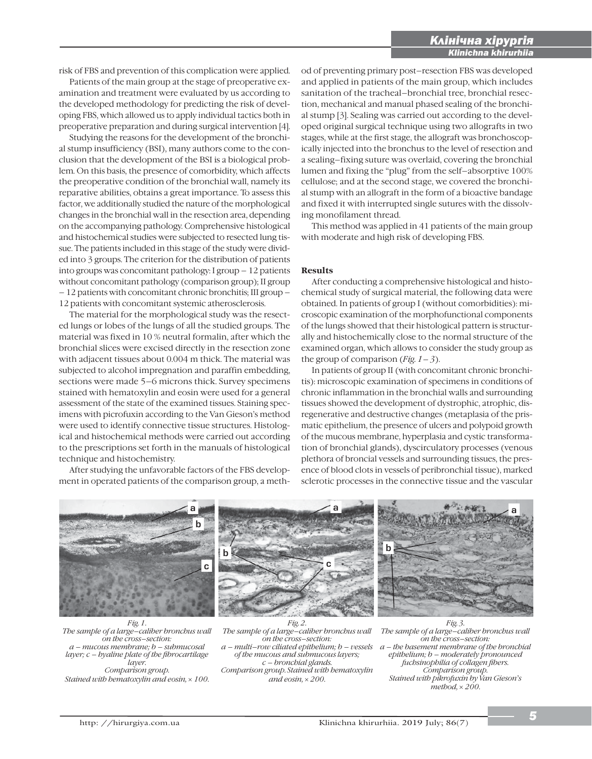risk of FBS and prevention of this complication were applied.

Patients of the main group at the stage of preoperative examination and treatment were evaluated by us according to the developed methodology for predicting the risk of developing FBS, which allowed us to apply individual tactics both in preoperative preparation and during surgical intervention [4].

Studying the reasons for the development of the bronchial stump insufficiency (BSI), many authors come to the conclusion that the development of the BSI is a biological problem. On this basis, the presence of comorbidity, which affects the preoperative condition of the bronchial wall, namely its reparative abilities, obtains a great importance. To assess this factor, we additionally studied the nature of the morphological changes in the bronchial wall in the resection area, depending on the accompanying pathology. Comprehensive histological and histochemical studies were subjected to resected lung tissue. The patients included in this stage of the study were divided into 3 groups. The criterion for the distribution of patients into groups was concomitant pathology: I group – 12 patients without concomitant pathology (comparison group); II group – 12 patients with concomitant chronic bronchitis; III group – 12 patients with concomitant systemic atherosclerosis.

The material for the morphological study was the resected lungs or lobes of the lungs of all the studied groups. The material was fixed in 10 % neutral formalin, after which the bronchial slices were excised directly in the resection zone with adjacent tissues about 0.004 m thick. The material was subjected to alcohol impregnation and paraffin embedding, sections were made 5–6 microns thick. Survey specimens stained with hematoxylin and eosin were used for a general assessment of the state of the examined tissues. Staining specimens with picrofuxin according to the Van Gieson's method were used to identify connective tissue structures. Histological and histochemical methods were carried out according to the prescriptions set forth in the manuals of histological technique and histochemistry.

After studying the unfavorable factors of the FBS development in operated patients of the comparison group, a method of preventing primary post–resection FBS was developed and applied in patients of the main group, which includes sanitation of the tracheal–bronchial tree, bronchial resection, mechanical and manual phased sealing of the bronchial stump [3]. Sealing was carried out according to the developed original surgical technique using two allografts in two stages, while at the first stage, the allograft was bronchoscopically injected into the bronchus to the level of resection and a sealing–fixing suture was overlaid, covering the bronchial lumen and fixing the "plug" from the self–absorptive 100% cellulose; and at the second stage, we covered the bronchial stump with an allograft in the form of a bioactive bandage and fixed it with interrupted single sutures with the dissolving monofilament thread.

This method was applied in 41 patients of the main group with moderate and high risk of developing FBS.

**Results**

After conducting a comprehensive histological and histochemical study of surgical material, the following data were obtained. In patients of group I (without comorbidities): microscopic examination of the morphofunctional components of the lungs showed that their histological pattern is structurally and histochemically close to the normal structure of the examined organ, which allows to consider the study group as the group of comparison (*Fig. 1 – 3*).

In patients of group II (with concomitant chronic bronchitis): microscopic examination of specimens in conditions of chronic inflammation in the bronchial walls and surrounding tissues showed the development of dystrophic, atrophic, disregenerative and destructive changes (metaplasia of the prismatic epithelium, the presence of ulcers and polypoid growth of the mucous membrane, hyperplasia and cystic transformation of bronchial glands), dyscirculatory processes (venous plethora of broncial vessels and surrounding tissues, the presence of blood clots in vessels of peribronchial tissue), marked sclerotic processes in the connective tissue and the vascular

*Fig. 1. The sample of a large–caliber bronchus wall on the cross–section: a – mucous membrane; b – submucosal layer; c – hyaline plate of the fibrocartilage layer. Comparison group. Stained with hematoxylin and eosin, × 100.*

*Fig. 2. The sample of a large–caliber bronchus wall on the cross–section: a – multi–row ciliated epithelium; b – vessels of the mucous and submucous layers; c – bronchial glands. Comparison group. Stained with hematoxylin and eosin, × 200.*

*Fig. 3. The sample of a large–caliber bronchus wall on the cross–section: a – the basement membrane of the bronchial epithelium; b – moderately pronounced fuchsinophilia of collagen fibers. Comparison group. Stained with pikrofuxin by Van Gieson's method, × 200.*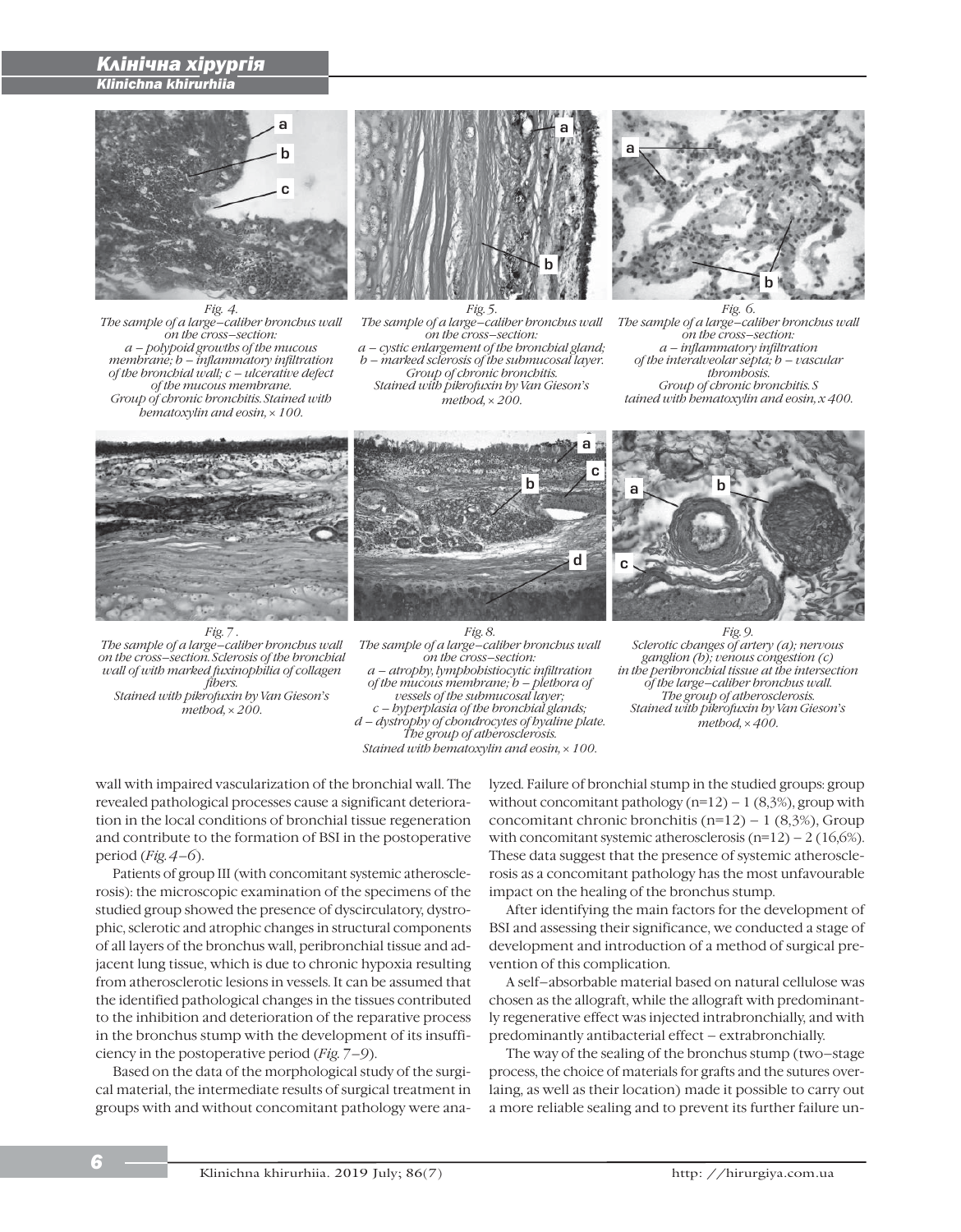*Fig. 4.*
*The sample of a large–caliber bronchus wall on the cross–section:*
*a – polypoid growths of the mucous membrane; b – inflammatory infiltration of the bronchial wall; c – ulcerative defect of the mucous membrane.*
*Group of chronic bronchitis. Stained with hematoxylin and eosin, × 100.*

*Fig. 5.*
*The sample of a large–caliber bronchus wall on the cross–section:*
*a – cystic enlargement of the bronchial gland; b – marked sclerosis of the submucosal layer.*
*Group of chronic bronchitis.*
*Stained with pikrofuxin by Van Gieson's method, × 200.*

*Fig. 6.*
*The sample of a large–caliber bronchus wall on the cross–section:*
*a – inflammatory infiltration of the interalveolar septa; b – vascular thrombosis.*
*Group of chronic bronchitis. Stained with hematoxylin and eosin, x 400.*

*Fig. 7.*
*The sample of a large–caliber bronchus wall on the cross–section. Sclerosis of the bronchial wall of with marked fuxinophilia of collagen fibers.*
*Stained with pikrofuxin by Van Gieson's method, × 200.*

*Fig. 8.*
*The sample of a large–caliber bronchus wall on the cross–section:*
*a – atrophy, lymphohistiocytic infiltration of the mucous membrane; b – plethora of vessels of the submucosal layer;*
*c – hyperplasia of the bronchial glands;*
*d – dystrophy of chondrocytes of hyaline plate.*
*The group of atherosclerosis.*
*Stained with hematoxylin and eosin, × 100.*

*Fig. 9.*
*Sclerotic changes of artery (a); nervous ganglion (b); venous congestion (c) in the peribronchial tissue at the intersection of the large–caliber bronchus wall.*
*The group of atherosclerosis.*
*Stained with pikrofuxin by Van Gieson's method, × 400.*

wall with impaired vascularization of the bronchial wall. The revealed pathological processes cause a significant deterioration in the local conditions of bronchial tissue regeneration and contribute to the formation of BSI in the postoperative period (*Fig. 4–6*).

Patients of group III (with concomitant systemic atherosclerosis): the microscopic examination of the specimens of the studied group showed the presence of dyscirculatory, dystrophic, sclerotic and atrophic changes in structural components of all layers of the bronchus wall, peribronchial tissue and adjacent lung tissue, which is due to chronic hypoxia resulting from atherosclerotic lesions in vessels. It can be assumed that the identified pathological changes in the tissues contributed to the inhibition and deterioration of the reparative process in the bronchus stump with the development of its insufficiency in the postoperative period (*Fig. 7–9*).

Based on the data of the morphological study of the surgical material, the intermediate results of surgical treatment in groups with and without concomitant pathology were analyzed. Failure of bronchial stump in the studied groups: group without concomitant pathology (n=12) – 1 (8,3%), group with concomitant chronic bronchitis (n=12) – 1 (8,3%), Group with concomitant systemic atherosclerosis (n=12) – 2 (16,6%). These data suggest that the presence of systemic atherosclerosis as a concomitant pathology has the most unfavourable impact on the healing of the bronchus stump.

After identifying the main factors for the development of BSI and assessing their significance, we conducted a stage of development and introduction of a method of surgical prevention of this complication.

A self–absorbable material based on natural cellulose was chosen as the allograft, while the allograft with predominantly regenerative effect was injected intrabronchially, and with predominantly antibacterial effect – extrabronchially.

The way of the sealing of the bronchus stump (two–stage process, the choice of materials for grafts and the sutures overlaing, as well as their location) made it possible to carry out a more reliable sealing and to prevent its further failure un-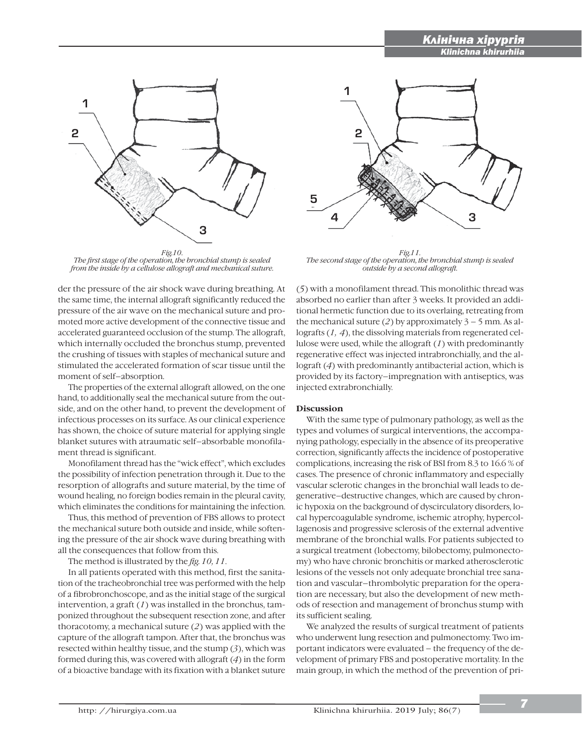*Fig.10.*
*The first stage of the operation, the bronchial stump is sealed from the inside by a cellulose allograft and mechanical suture.*

*Fig.11.*
*The second stage of the operation, the bronchial stump is sealed outside by a second allograft.*

der the pressure of the air shock wave during breathing. At the same time, the internal allograft significantly reduced the pressure of the air wave on the mechanical suture and promoted more active development of the connective tissue and accelerated guaranteed occlusion of the stump. The allograft, which internally occluded the bronchus stump, prevented the crushing of tissues with staples of mechanical suture and stimulated the accelerated formation of scar tissue until the moment of self–absorption.

The properties of the external allograft allowed, on the one hand, to additionally seal the mechanical suture from the outside, and on the other hand, to prevent the development of infectious processes on its surface. As our clinical experience has shown, the choice of suture material for applying single blanket sutures with atraumatic self–absorbable monofilament thread is significant.

Monofilament thread has the "wick effect", which excludes the possibility of infection penetration through it. Due to the resorption of allografts and suture material, by the time of wound healing, no foreign bodies remain in the pleural cavity, which eliminates the conditions for maintaining the infection.

Thus, this method of prevention of FBS allows to protect the mechanical suture both outside and inside, while softening the pressure of the air shock wave during breathing with all the consequences that follow from this.

The method is illustrated by the *fig. 10, 11*.

In all patients operated with this method, first the sanitation of the tracheobronchial tree was performed with the help of a fibrobronchoscope, and as the initial stage of the surgical intervention, a graft (*1*) was installed in the bronchus, tamponized throughout the subsequent resection zone, and after thoracotomy, a mechanical suture (*2*) was applied with the capture of the allograft tampon. After that, the bronchus was resected within healthy tissue, and the stump (*3*), which was formed during this, was covered with allograft (*4*) in the form of a bioactive bandage with its fixation with a blanket suture (*5*) with a monofilament thread. This monolithic thread was absorbed no earlier than after 3 weeks. It provided an additional hermetic function due to its overlaing, retreating from the mechanical suture (*2*) by approximately 3 – 5 mm. As allografts (*1, 4*), the dissolving materials from regenerated cellulose were used, while the allograft (*1*) with predominantly regenerative effect was injected intrabronchially, and the allograft (*4*) with predominantly antibacterial action, which is provided by its factory–impregnation with antiseptics, was injected extrabronchially.

## Discussion

With the same type of pulmonary pathology, as well as the types and volumes of surgical interventions, the accompanying pathology, especially in the absence of its preoperative correction, significantly affects the incidence of postoperative complications, increasing the risk of BSI from 8.3 to 16.6 % of cases. The presence of chronic inflammatory and especially vascular sclerotic changes in the bronchial wall leads to degenerative–destructive changes, which are caused by chronic hypoxia on the background of dyscirculatory disorders, local hypercoagulable syndrome, ischemic atrophy, hypercollagenosis and progressive sclerosis of the external adventive membrane of the bronchial walls. For patients subjected to a surgical treatment (lobectomy, bilobectomy, pulmonectomy) who have chronic bronchitis or marked atherosclerotic lesions of the vessels not only adequate bronchial tree sanation and vascular–thrombolytic preparation for the operation are necessary, but also the development of new methods of resection and management of bronchus stump with its sufficient sealing.

We analyzed the results of surgical treatment of patients who underwent lung resection and pulmonectomy. Two important indicators were evaluated – the frequency of the development of primary FBS and postoperative mortality. In the main group, in which the method of the prevention of pri-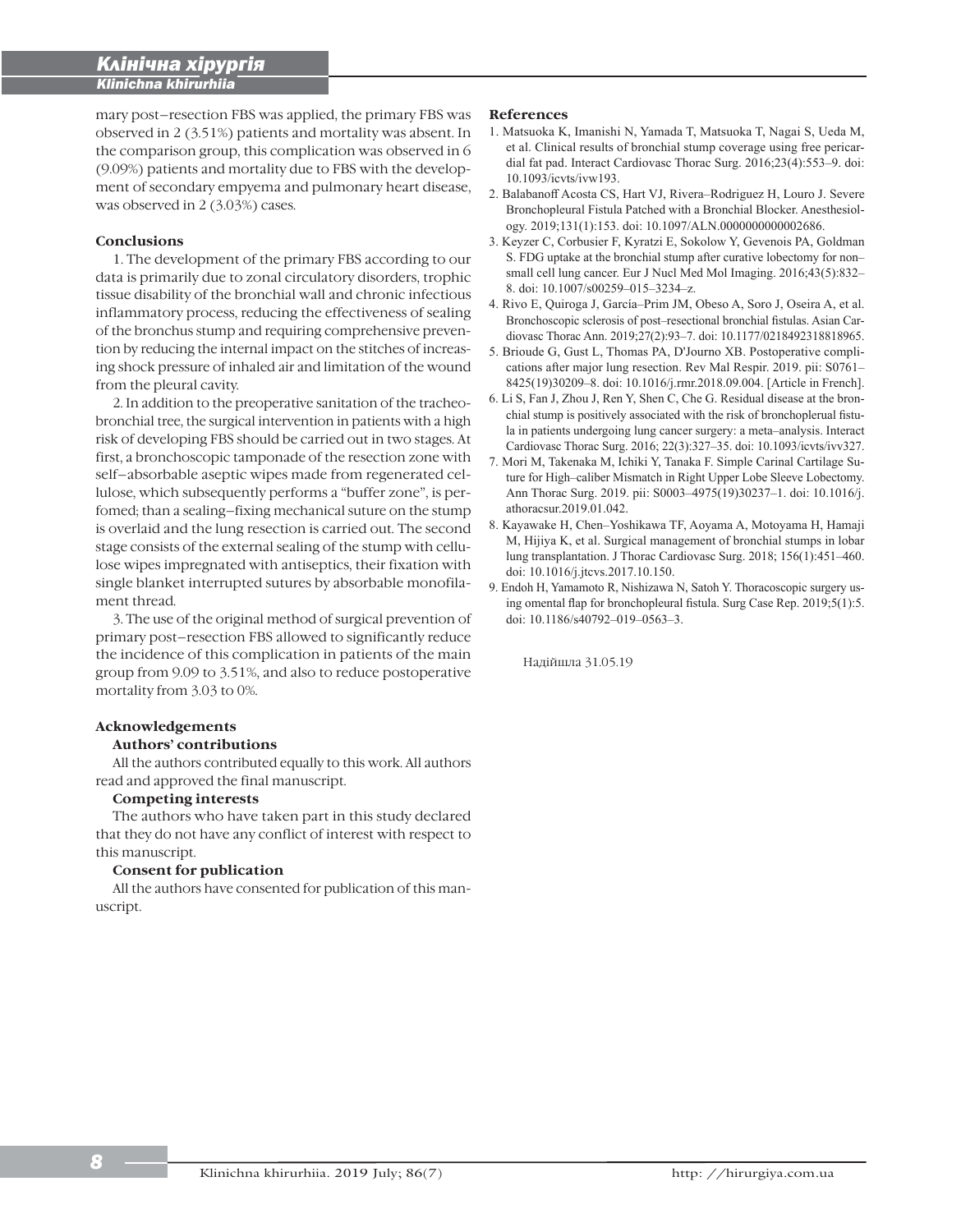mary post–resection FBS was applied, the primary FBS was observed in 2 (3.51%) patients and mortality was absent. In the comparison group, this complication was observed in 6 (9.09%) patients and mortality due to FBS with the development of secondary empyema and pulmonary heart disease, was observed in 2 (3.03%) cases.

### Conclusions

1. The development of the primary FBS according to our data is primarily due to zonal circulatory disorders, trophic tissue disability of the bronchial wall and chronic infectious inflammatory process, reducing the effectiveness of sealing of the bronchus stump and requiring comprehensive prevention by reducing the internal impact on the stitches of increasing shock pressure of inhaled air and limitation of the wound from the pleural cavity.

2. In addition to the preoperative sanitation of the tracheobronchial tree, the surgical intervention in patients with a high risk of developing FBS should be carried out in two stages. At first, a bronchoscopic tamponade of the resection zone with self–absorbable aseptic wipes made from regenerated cellulose, which subsequently performs a "buffer zone", is perfomed; than a sealing–fixing mechanical suture on the stump is overlaid and the lung resection is carried out. The second stage consists of the external sealing of the stump with cellulose wipes impregnated with antiseptics, their fixation with single blanket interrupted sutures by absorbable monofilament thread.

3. The use of the original method of surgical prevention of primary post–resection FBS allowed to significantly reduce the incidence of this complication in patients of the main group from 9.09 to 3.51%, and also to reduce postoperative mortality from 3.03 to 0%.

### Acknowledgements

**Authors' contributions**

All the authors contributed equally to this work. All authors read and approved the final manuscript.

**Competing interests**

The authors who have taken part in this study declared that they do not have any conflict of interest with respect to this manuscript.

**Consent for publication**

All the authors have consented for publication of this manuscript.

### References

1. Matsuoka K, Imanishi N, Yamada T, Matsuoka T, Nagai S, Ueda M, et al. Clinical results of bronchial stump coverage using free pericardial fat pad. Interact Cardiovasc Thorac Surg. 2016;23(4):553–9. doi: 10.1093/icvts/ivw193.
2. Balabanoff Acosta CS, Hart VJ, Rivera–Rodriguez H, Louro J. Severe Bronchopleural Fistula Patched with a Bronchial Blocker. Anesthesiology. 2019;131(1):153. doi: 10.1097/ALN.0000000000002686.
3. Keyzer C, Corbusier F, Kyratzi E, Sokolow Y, Gevenois PA, Goldman S. FDG uptake at the bronchial stump after curative lobectomy for non–small cell lung cancer. Eur J Nucl Med Mol Imaging. 2016;43(5):832–8. doi: 10.1007/s00259–015–3234–z.
4. Rivo E, Quiroga J, García–Prim JM, Obeso A, Soro J, Oseira A, et al. Bronchoscopic sclerosis of post–resectional bronchial fistulas. Asian Cardiovasc Thorac Ann. 2019;27(2):93–7. doi: 10.1177/0218492318818965.
5. Brioude G, Gust L, Thomas PA, D'Journo XB. Postoperative complications after major lung resection. Rev Mal Respir. 2019. pii: S0761–8425(19)30209–8. doi: 10.1016/j.rmr.2018.09.004. [Article in French].
6. Li S, Fan J, Zhou J, Ren Y, Shen C, Che G. Residual disease at the bronchial stump is positively associated with the risk of bronchoplerual fistula in patients undergoing lung cancer surgery: a meta–analysis. Interact Cardiovasc Thorac Surg. 2016; 22(3):327–35. doi: 10.1093/icvts/ivv327.
7. Mori M, Takenaka M, Ichiki Y, Tanaka F. Simple Carinal Cartilage Suture for High–caliber Mismatch in Right Upper Lobe Sleeve Lobectomy. Ann Thorac Surg. 2019. pii: S0003–4975(19)30237–1. doi: 10.1016/j.athoracsur.2019.01.042.
8. Kayawake H, Chen–Yoshikawa TF, Aoyama A, Motoyama H, Hamaji M, Hijiya K, et al. Surgical management of bronchial stumps in lobar lung transplantation. J Thorac Cardiovasc Surg. 2018; 156(1):451–460. doi: 10.1016/j.jtcvs.2017.10.150.
9. Endoh H, Yamamoto R, Nishizawa N, Satoh Y. Thoracoscopic surgery using omental flap for bronchopleural fistula. Surg Case Rep. 2019;5(1):5. doi: 10.1186/s40792–019–0563–3.

Надійшла 31.05.19